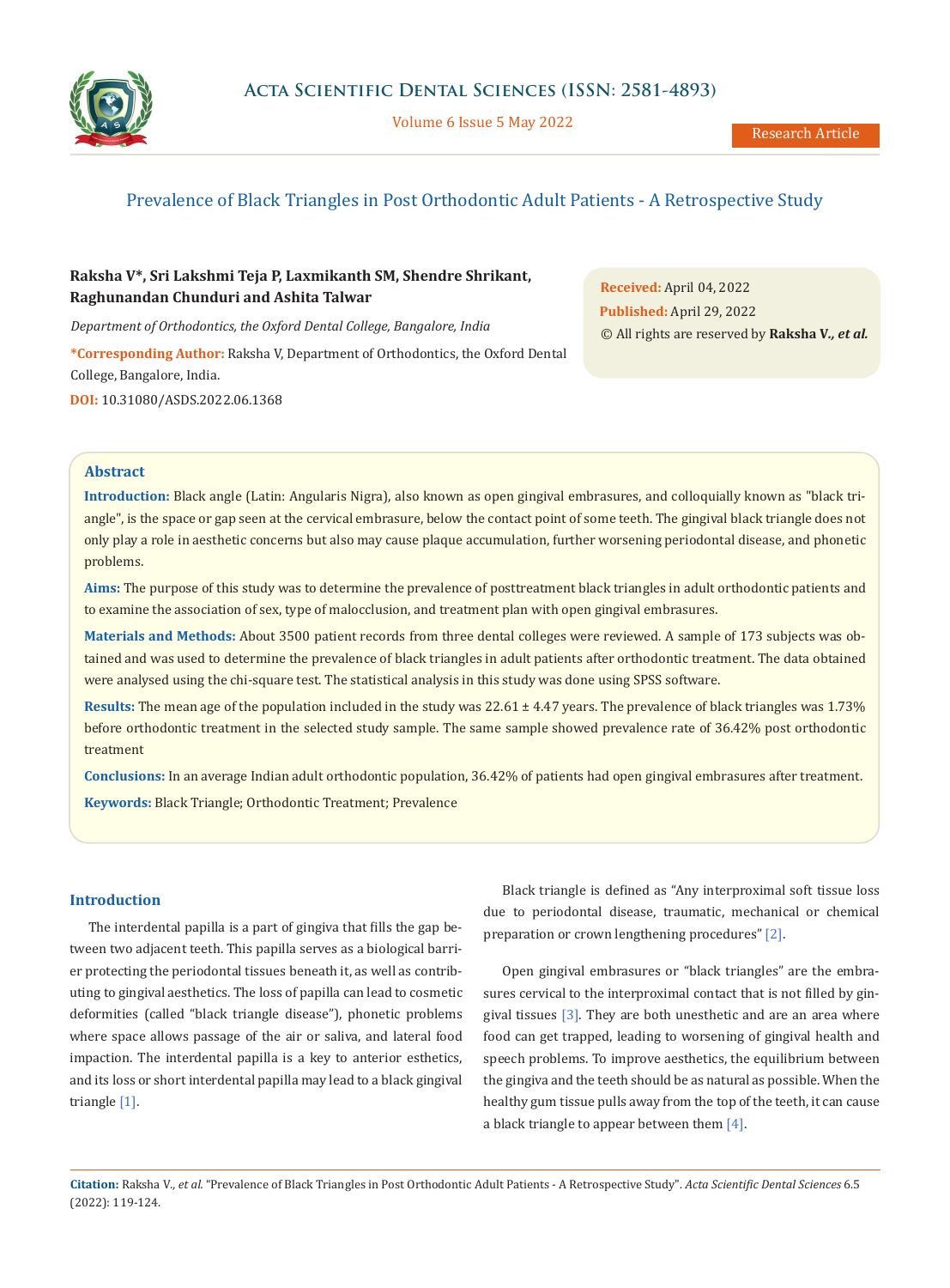# Prevalence of Black Triangles in Post Orthodontic Adult Patients - A Retrospective Study

**Raksha V*, Sri Lakshmi Teja P, Laxmikanth SM, Shendre Shrikant, Raghunandan Chunduri and Ashita Talwar**

*Department of Orthodontics, the Oxford Dental College, Bangalore, India*

**\*Corresponding Author:** Raksha V, Department of Orthodontics, the Oxford Dental College, Bangalore, India.

**DOI:** 10.31080/ASDS.2022.06.1368

**Received:** April 04, 2022
**Published:** April 29, 2022
© All rights are reserved by **Raksha V., *et al.***

## Abstract

**Introduction:** Black angle (Latin: Angularis Nigra), also known as open gingival embrasures, and colloquially known as "black triangle", is the space or gap seen at the cervical embrasure, below the contact point of some teeth. The gingival black triangle does not only play a role in aesthetic concerns but also may cause plaque accumulation, further worsening periodontal disease, and phonetic problems.

**Aims:** The purpose of this study was to determine the prevalence of posttreatment black triangles in adult orthodontic patients and to examine the association of sex, type of malocclusion, and treatment plan with open gingival embrasures.

**Materials and Methods:** About 3500 patient records from three dental colleges were reviewed. A sample of 173 subjects was obtained and was used to determine the prevalence of black triangles in adult patients after orthodontic treatment. The data obtained were analysed using the chi-square test. The statistical analysis in this study was done using SPSS software.

**Results:** The mean age of the population included in the study was 22.61 ± 4.47 years. The prevalence of black triangles was 1.73% before orthodontic treatment in the selected study sample. The same sample showed prevalence rate of 36.42% post orthodontic treatment

**Conclusions:** In an average Indian adult orthodontic population, 36.42% of patients had open gingival embrasures after treatment.

**Keywords:** Black Triangle; Orthodontic Treatment; Prevalence

## Introduction

The interdental papilla is a part of gingiva that fills the gap between two adjacent teeth. This papilla serves as a biological barrier protecting the periodontal tissues beneath it, as well as contributing to gingival aesthetics. The loss of papilla can lead to cosmetic deformities (called "black triangle disease"), phonetic problems where space allows passage of the air or saliva, and lateral food impaction. The interdental papilla is a key to anterior esthetics, and its loss or short interdental papilla may lead to a black gingival triangle [1].

Black triangle is defined as "Any interproximal soft tissue loss due to periodontal disease, traumatic, mechanical or chemical preparation or crown lengthening procedures" [2].

Open gingival embrasures or "black triangles" are the embrasures cervical to the interproximal contact that is not filled by gingival tissues [3]. They are both unesthetic and are an area where food can get trapped, leading to worsening of gingival health and speech problems. To improve aesthetics, the equilibrium between the gingiva and the teeth should be as natural as possible. When the healthy gum tissue pulls away from the top of the teeth, it can cause a black triangle to appear between them [4].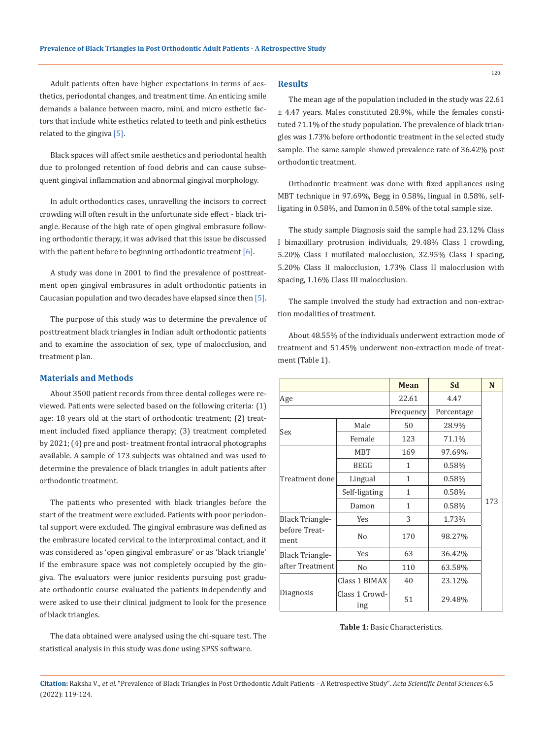Adult patients often have higher expectations in terms of aesthetics, periodontal changes, and treatment time. An enticing smile demands a balance between macro, mini, and micro esthetic factors that include white esthetics related to teeth and pink esthetics related to the gingiva [5].

Black spaces will affect smile aesthetics and periodontal health due to prolonged retention of food debris and can cause subsequent gingival inflammation and abnormal gingival morphology.

In adult orthodontics cases, unravelling the incisors to correct crowding will often result in the unfortunate side effect - black triangle. Because of the high rate of open gingival embrasure following orthodontic therapy, it was advised that this issue be discussed with the patient before to beginning orthodontic treatment [6].

A study was done in 2001 to find the prevalence of posttreatment open gingival embrasures in adult orthodontic patients in Caucasian population and two decades have elapsed since then [5].

The purpose of this study was to determine the prevalence of posttreatment black triangles in Indian adult orthodontic patients and to examine the association of sex, type of malocclusion, and treatment plan.

## Materials and Methods

About 3500 patient records from three dental colleges were reviewed. Patients were selected based on the following criteria: (1) age: 18 years old at the start of orthodontic treatment; (2) treatment included fixed appliance therapy; (3) treatment completed by 2021; (4) pre and post- treatment frontal intraoral photographs available. A sample of 173 subjects was obtained and was used to determine the prevalence of black triangles in adult patients after orthodontic treatment.

The patients who presented with black triangles before the start of the treatment were excluded. Patients with poor periodontal support were excluded. The gingival embrasure was defined as the embrasure located cervical to the interproximal contact, and it was considered as 'open gingival embrasure' or as 'black triangle' if the embrasure space was not completely occupied by the gingiva. The evaluators were junior residents pursuing post graduate orthodontic course evaluated the patients independently and were asked to use their clinical judgment to look for the presence of black triangles.

The data obtained were analysed using the chi-square test. The statistical analysis in this study was done using SPSS software.

## Results

The mean age of the population included in the study was 22.61 ± 4.47 years. Males constituted 28.9%, while the females constituted 71.1% of the study population. The prevalence of black triangles was 1.73% before orthodontic treatment in the selected study sample. The same sample showed prevalence rate of 36.42% post orthodontic treatment.

Orthodontic treatment was done with fixed appliances using MBT technique in 97.69%, Begg in 0.58%, lingual in 0.58%, self-ligating in 0.58%, and Damon in 0.58% of the total sample size.

The study sample Diagnosis said the sample had 23.12% Class I bimaxillary protrusion individuals, 29.48% Class I crowding, 5.20% Class I mutilated malocclusion, 32.95% Class I spacing, 5.20% Class II malocclusion, 1.73% Class II malocclusion with spacing, 1.16% Class III malocclusion.

The sample involved the study had extraction and non-extraction modalities of treatment.

About 48.55% of the individuals underwent extraction mode of treatment and 51.45% underwent non-extraction mode of treatment (Table 1).

| | | Mean | Sd | N |
|---|---|---|---|---|
| Age | | 22.61 | 4.47 | 173 |
| | | Frequency | Percentage | |
| Sex | Male | 50 | 28.9% | |
| | Female | 123 | 71.1% | |
| Treatment done | MBT | 169 | 97.69% | |
| | BEGG | 1 | 0.58% | |
| | Lingual | 1 | 0.58% | |
| | Self-ligating | 1 | 0.58% | |
| | Damon | 1 | 0.58% | |
| Black Triangle-before Treatment | Yes | 3 | 1.73% | |
| | No | 170 | 98.27% | |
| Black Triangle-after Treatment | Yes | 63 | 36.42% | |
| | No | 110 | 63.58% | |
| Diagnosis | Class 1 BIMAX | 40 | 23.12% | |
| | Class 1 Crowding | 51 | 29.48% | |

**Table 1:** Basic Characteristics.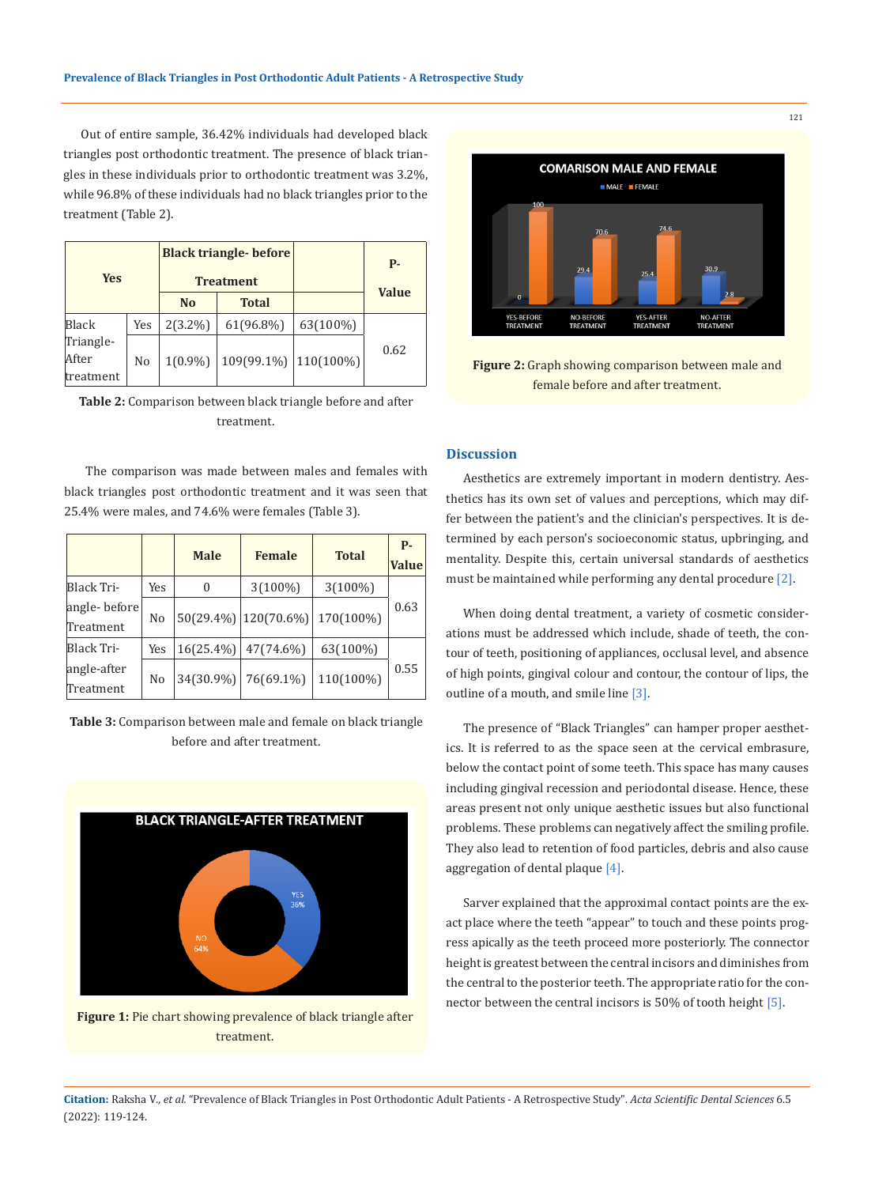Out of entire sample, 36.42% individuals had developed black triangles post orthodontic treatment. The presence of black triangles in these individuals prior to orthodontic treatment was 3.2%, while 96.8% of these individuals had no black triangles prior to the treatment (Table 2).

| Yes | | Black triangle- before Treatment | | | P-Value |
|---|---|---|---|---|---|
| | | No | Total | | |
| Black Triangle-After treatment | Yes | 2(3.2%) | 61(96.8%) | 63(100%) | 0.62 |
| | No | 1(0.9%) | 109(99.1%) | 110(100%) | |

**Table 2:** Comparison between black triangle before and after treatment.

The comparison was made between males and females with black triangles post orthodontic treatment and it was seen that 25.4% were males, and 74.6% were females (Table 3).

| | | Male | Female | Total | P-Value |
|---|---|---|---|---|---|
| Black Triangle- before Treatment | Yes | 0 | 3(100%) | 3(100%) | 0.63 |
| | No | 50(29.4%) | 120(70.6%) | 170(100%) | |
| Black Triangle-after Treatment | Yes | 16(25.4%) | 47(74.6%) | 63(100%) | 0.55 |
| | No | 34(30.9%) | 76(69.1%) | 110(100%) | |

**Table 3:** Comparison between male and female on black triangle before and after treatment.

**Figure 1:** Pie chart showing prevalence of black triangle after treatment.

**Figure 2:** Graph showing comparison between male and female before and after treatment.

## Discussion

Aesthetics are extremely important in modern dentistry. Aesthetics has its own set of values and perceptions, which may differ between the patient's and the clinician's perspectives. It is determined by each person's socioeconomic status, upbringing, and mentality. Despite this, certain universal standards of aesthetics must be maintained while performing any dental procedure [2].

When doing dental treatment, a variety of cosmetic considerations must be addressed which include, shade of teeth, the contour of teeth, positioning of appliances, occlusal level, and absence of high points, gingival colour and contour, the contour of lips, the outline of a mouth, and smile line [3].

The presence of "Black Triangles" can hamper proper aesthetics. It is referred to as the space seen at the cervical embrasure, below the contact point of some teeth. This space has many causes including gingival recession and periodontal disease. Hence, these areas present not only unique aesthetic issues but also functional problems. These problems can negatively affect the smiling profile. They also lead to retention of food particles, debris and also cause aggregation of dental plaque [4].

Sarver explained that the approximal contact points are the exact place where the teeth "appear" to touch and these points progress apically as the teeth proceed more posteriorly. The connector height is greatest between the central incisors and diminishes from the central to the posterior teeth. The appropriate ratio for the connector between the central incisors is 50% of tooth height [5].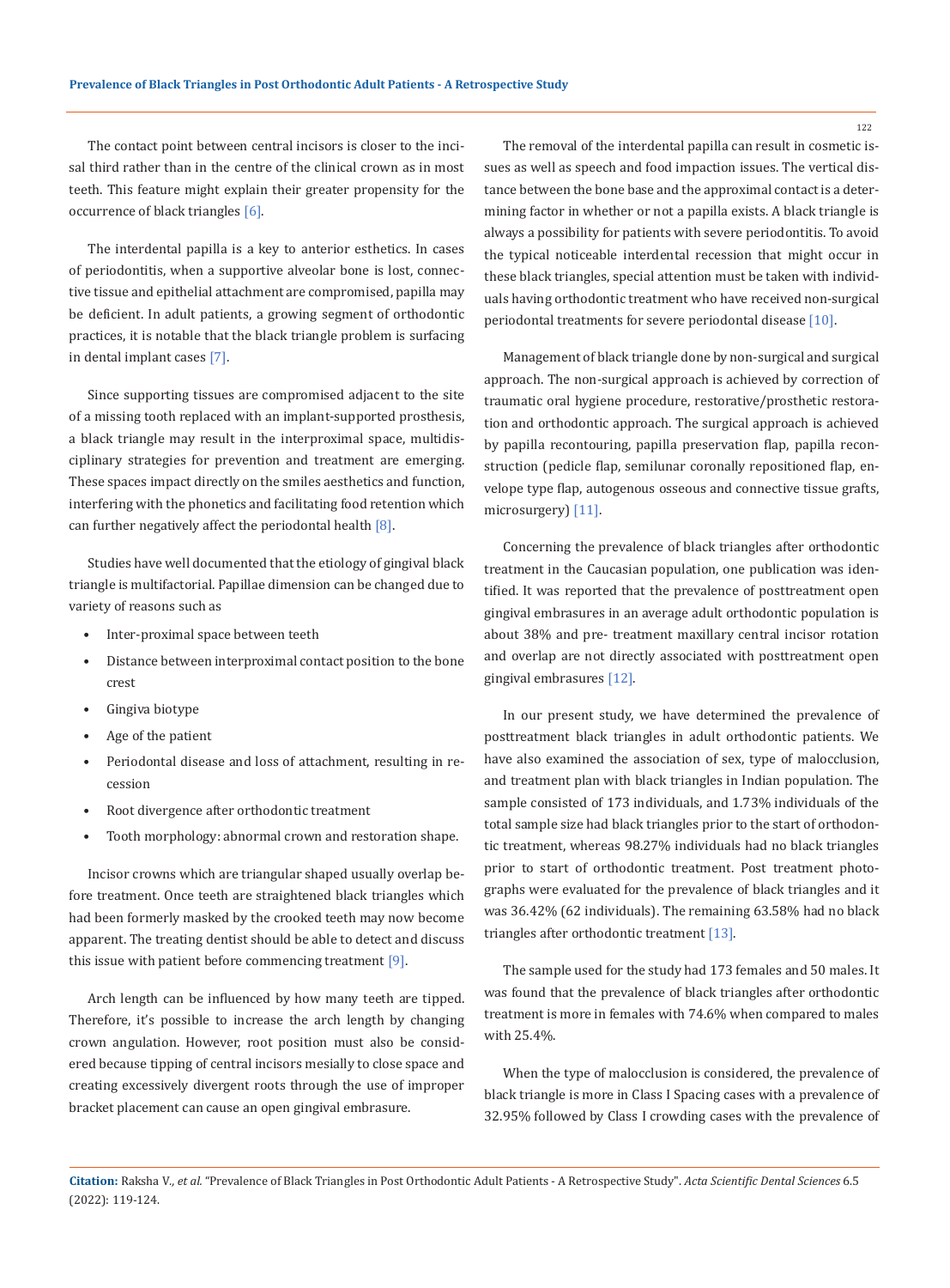The contact point between central incisors is closer to the incisal third rather than in the centre of the clinical crown as in most teeth. This feature might explain their greater propensity for the occurrence of black triangles [6].

The interdental papilla is a key to anterior esthetics. In cases of periodontitis, when a supportive alveolar bone is lost, connective tissue and epithelial attachment are compromised, papilla may be deficient. In adult patients, a growing segment of orthodontic practices, it is notable that the black triangle problem is surfacing in dental implant cases [7].

Since supporting tissues are compromised adjacent to the site of a missing tooth replaced with an implant-supported prosthesis, a black triangle may result in the interproximal space, multidisciplinary strategies for prevention and treatment are emerging. These spaces impact directly on the smiles aesthetics and function, interfering with the phonetics and facilitating food retention which can further negatively affect the periodontal health [8].

Studies have well documented that the etiology of gingival black triangle is multifactorial. Papillae dimension can be changed due to variety of reasons such as

- Inter-proximal space between teeth
- Distance between interproximal contact position to the bone crest
- Gingiva biotype
- Age of the patient
- Periodontal disease and loss of attachment, resulting in recession
- Root divergence after orthodontic treatment
- Tooth morphology: abnormal crown and restoration shape.

Incisor crowns which are triangular shaped usually overlap before treatment. Once teeth are straightened black triangles which had been formerly masked by the crooked teeth may now become apparent. The treating dentist should be able to detect and discuss this issue with patient before commencing treatment [9].

Arch length can be influenced by how many teeth are tipped. Therefore, it's possible to increase the arch length by changing crown angulation. However, root position must also be considered because tipping of central incisors mesially to close space and creating excessively divergent roots through the use of improper bracket placement can cause an open gingival embrasure.

The removal of the interdental papilla can result in cosmetic issues as well as speech and food impaction issues. The vertical distance between the bone base and the approximal contact is a determining factor in whether or not a papilla exists. A black triangle is always a possibility for patients with severe periodontitis. To avoid the typical noticeable interdental recession that might occur in these black triangles, special attention must be taken with individuals having orthodontic treatment who have received non-surgical periodontal treatments for severe periodontal disease [10].

Management of black triangle done by non-surgical and surgical approach. The non-surgical approach is achieved by correction of traumatic oral hygiene procedure, restorative/prosthetic restoration and orthodontic approach. The surgical approach is achieved by papilla recontouring, papilla preservation flap, papilla reconstruction (pedicle flap, semilunar coronally repositioned flap, envelope type flap, autogenous osseous and connective tissue grafts, microsurgery) [11].

Concerning the prevalence of black triangles after orthodontic treatment in the Caucasian population, one publication was identified. It was reported that the prevalence of posttreatment open gingival embrasures in an average adult orthodontic population is about 38% and pre- treatment maxillary central incisor rotation and overlap are not directly associated with posttreatment open gingival embrasures [12].

In our present study, we have determined the prevalence of posttreatment black triangles in adult orthodontic patients. We have also examined the association of sex, type of malocclusion, and treatment plan with black triangles in Indian population. The sample consisted of 173 individuals, and 1.73% individuals of the total sample size had black triangles prior to the start of orthodontic treatment, whereas 98.27% individuals had no black triangles prior to start of orthodontic treatment. Post treatment photographs were evaluated for the prevalence of black triangles and it was 36.42% (62 individuals). The remaining 63.58% had no black triangles after orthodontic treatment [13].

The sample used for the study had 173 females and 50 males. It was found that the prevalence of black triangles after orthodontic treatment is more in females with 74.6% when compared to males with 25.4%.

When the type of malocclusion is considered, the prevalence of black triangle is more in Class I Spacing cases with a prevalence of 32.95% followed by Class I crowding cases with the prevalence of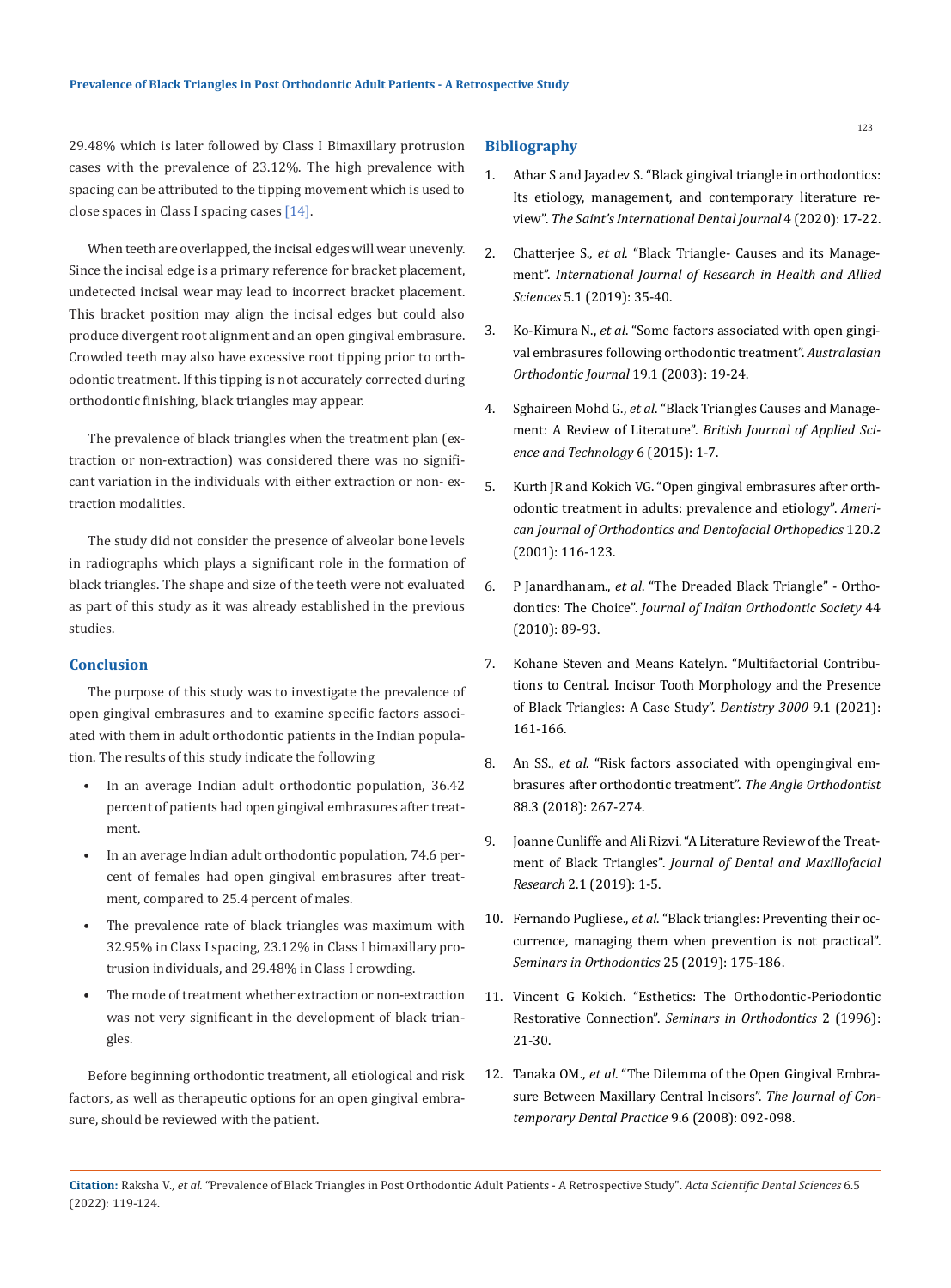29.48% which is later followed by Class I Bimaxillary protrusion cases with the prevalence of 23.12%. The high prevalence with spacing can be attributed to the tipping movement which is used to close spaces in Class I spacing cases [14].

When teeth are overlapped, the incisal edges will wear unevenly. Since the incisal edge is a primary reference for bracket placement, undetected incisal wear may lead to incorrect bracket placement. This bracket position may align the incisal edges but could also produce divergent root alignment and an open gingival embrasure. Crowded teeth may also have excessive root tipping prior to orthodontic treatment. If this tipping is not accurately corrected during orthodontic finishing, black triangles may appear.

The prevalence of black triangles when the treatment plan (extraction or non-extraction) was considered there was no significant variation in the individuals with either extraction or non- extraction modalities.

The study did not consider the presence of alveolar bone levels in radiographs which plays a significant role in the formation of black triangles. The shape and size of the teeth were not evaluated as part of this study as it was already established in the previous studies.

## Conclusion

The purpose of this study was to investigate the prevalence of open gingival embrasures and to examine specific factors associated with them in adult orthodontic patients in the Indian population. The results of this study indicate the following

- In an average Indian adult orthodontic population, 36.42 percent of patients had open gingival embrasures after treatment.
- In an average Indian adult orthodontic population, 74.6 percent of females had open gingival embrasures after treatment, compared to 25.4 percent of males.
- The prevalence rate of black triangles was maximum with 32.95% in Class I spacing, 23.12% in Class I bimaxillary protrusion individuals, and 29.48% in Class I crowding.
- The mode of treatment whether extraction or non-extraction was not very significant in the development of black triangles.

Before beginning orthodontic treatment, all etiological and risk factors, as well as therapeutic options for an open gingival embrasure, should be reviewed with the patient.

## Bibliography

1. Athar S and Jayadev S. "Black gingival triangle in orthodontics: Its etiology, management, and contemporary literature review". *The Saint's International Dental Journal* 4 (2020): 17-22.
2. Chatterjee S., *et al*. "Black Triangle- Causes and its Management". *International Journal of Research in Health and Allied Sciences* 5.1 (2019): 35-40.
3. Ko-Kimura N., *et al*. "Some factors associated with open gingival embrasures following orthodontic treatment". *Australasian Orthodontic Journal* 19.1 (2003): 19-24.
4. Sghaireen Mohd G., *et al*. "Black Triangles Causes and Management: A Review of Literature". *British Journal of Applied Science and Technology* 6 (2015): 1-7.
5. Kurth JR and Kokich VG. "Open gingival embrasures after orthodontic treatment in adults: prevalence and etiology". *American Journal of Orthodontics and Dentofacial Orthopedics* 120.2 (2001): 116-123.
6. P Janardhanam., *et al*. "The Dreaded Black Triangle" - Orthodontics: The Choice". *Journal of Indian Orthodontic Society* 44 (2010): 89-93.
7. Kohane Steven and Means Katelyn. "Multifactorial Contributions to Central. Incisor Tooth Morphology and the Presence of Black Triangles: A Case Study". *Dentistry 3000* 9.1 (2021): 161-166.
8. An SS., *et al*. "Risk factors associated with opengingival embrasures after orthodontic treatment". *The Angle Orthodontist* 88.3 (2018): 267-274.
9. Joanne Cunliffe and Ali Rizvi. "A Literature Review of the Treatment of Black Triangles". *Journal of Dental and Maxillofacial Research* 2.1 (2019): 1-5.
10. Fernando Pugliese., *et al*. "Black triangles: Preventing their occurrence, managing them when prevention is not practical". *Seminars in Orthodontics* 25 (2019): 175-186.
11. Vincent G Kokich. "Esthetics: The Orthodontic-Periodontic Restorative Connection". *Seminars in Orthodontics* 2 (1996): 21-30.
12. Tanaka OM., *et al*. "The Dilemma of the Open Gingival Embrasure Between Maxillary Central Incisors". *The Journal of Contemporary Dental Practice* 9.6 (2008): 092-098.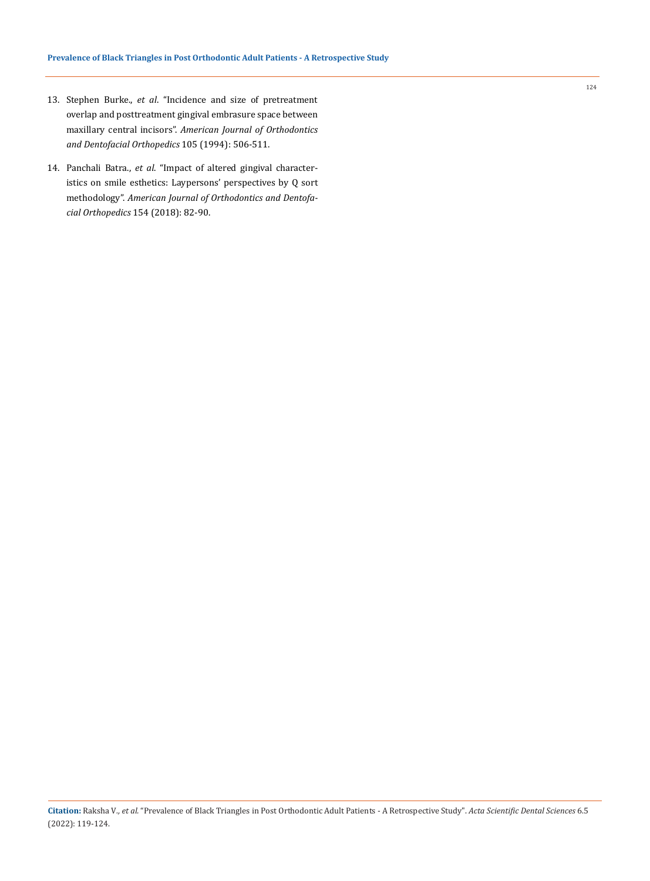13. Stephen Burke., *et al*. "Incidence and size of pretreatment overlap and posttreatment gingival embrasure space between maxillary central incisors". *American Journal of Orthodontics and Dentofacial Orthopedics* 105 (1994): 506-511.

14. Panchali Batra., *et al*. "Impact of altered gingival characteristics on smile esthetics: Laypersons' perspectives by Q sort methodology". *American Journal of Orthodontics and Dentofacial Orthopedics* 154 (2018): 82-90.